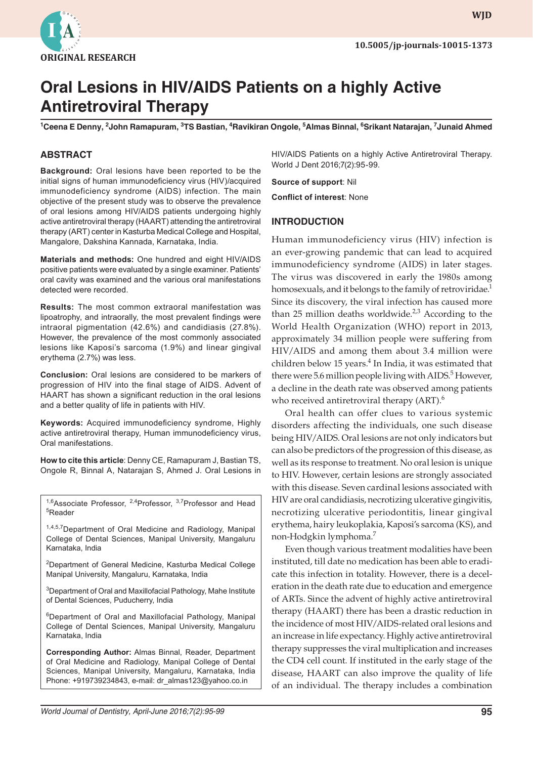ORIGINAL RESEARCH

10.5005/jp-journals-10015-1373

# Oral Lesions in HIV/AIDS Patients on a highly Active Antiretroviral Therapy

[1]Ceena E Denny, [2]John Ramapuram, [3]TS Bastian, [4]Ravikiran Ongole, [5]Almas Binnal, [6]Srikant Natarajan, [7]Junaid Ahmed

## ABSTRACT

**Background:** Oral lesions have been reported to be the initial signs of human immunodeficiency virus (HIV)/acquired immunodeficiency syndrome (AIDS) infection. The main objective of the present study was to observe the prevalence of oral lesions among HIV/AIDS patients undergoing highly active antiretroviral therapy (HAART) attending the antiretroviral therapy (ART) center in Kasturba Medical College and Hospital, Mangalore, Dakshina Kannada, Karnataka, India.

**Materials and methods:** One hundred and eight HIV/AIDS positive patients were evaluated by a single examiner. Patients' oral cavity was examined and the various oral manifestations detected were recorded.

**Results:** The most common extraoral manifestation was lipoatrophy, and intraorally, the most prevalent findings were intraoral pigmentation (42.6%) and candidiasis (27.8%). However, the prevalence of the most commonly associated lesions like Kaposi's sarcoma (1.9%) and linear gingival erythema (2.7%) was less.

**Conclusion:** Oral lesions are considered to be markers of progression of HIV into the final stage of AIDS. Advent of HAART has shown a significant reduction in the oral lesions and a better quality of life in patients with HIV.

**Keywords:** Acquired immunodeficiency syndrome, Highly active antiretroviral therapy, Human immunodeficiency virus, Oral manifestations.

**How to cite this article**: Denny CE, Ramapuram J, Bastian TS, Ongole R, Binnal A, Natarajan S, Ahmed J. Oral Lesions in HIV/AIDS Patients on a highly Active Antiretroviral Therapy. World J Dent 2016;7(2):95-99.

**Source of support**: Nil

**Conflict of interest**: None

[1,6]Associate Professor, [2,4]Professor, [3,7]Professor and Head [5]Reader

[1,4,5,7]Department of Oral Medicine and Radiology, Manipal College of Dental Sciences, Manipal University, Mangaluru Karnataka, India

[2]Department of General Medicine, Kasturba Medical College Manipal University, Mangaluru, Karnataka, India

[3]Department of Oral and Maxillofacial Pathology, Mahe Institute of Dental Sciences, Puducherry, India

[6]Department of Oral and Maxillofacial Pathology, Manipal College of Dental Sciences, Manipal University, Mangaluru Karnataka, India

**Corresponding Author:** Almas Binnal, Reader, Department of Oral Medicine and Radiology, Manipal College of Dental Sciences, Manipal University, Mangaluru, Karnataka, India Phone: +919739234843, e-mail: dr_almas123@yahoo.co.in

## INTRODUCTION

Human immunodeficiency virus (HIV) infection is an ever-growing pandemic that can lead to acquired immunodeficiency syndrome (AIDS) in later stages. The virus was discovered in early the 1980s among homosexuals, and it belongs to the family of retroviridae.[1] Since its discovery, the viral infection has caused more than 25 million deaths worldwide.[2,3] According to the World Health Organization (WHO) report in 2013, approximately 34 million people were suffering from HIV/AIDS and among them about 3.4 million were children below 15 years.[4] In India, it was estimated that there were 5.6 million people living with AIDS.[5] However, a decline in the death rate was observed among patients who received antiretroviral therapy (ART).[6]

Oral health can offer clues to various systemic disorders affecting the individuals, one such disease being HIV/AIDS. Oral lesions are not only indicators but can also be predictors of the progression of this disease, as well as its response to treatment. No oral lesion is unique to HIV. However, certain lesions are strongly associated with this disease. Seven cardinal lesions associated with HIV are oral candidiasis, necrotizing ulcerative gingivitis, necrotizing ulcerative periodontitis, linear gingival erythema, hairy leukoplakia, Kaposi's sarcoma (KS), and non-Hodgkin lymphoma.[7]

Even though various treatment modalities have been instituted, till date no medication has been able to eradicate this infection in totality. However, there is a deceleration in the death rate due to education and emergence of ARTs. Since the advent of highly active antiretroviral therapy (HAART) there has been a drastic reduction in the incidence of most HIV/AIDS-related oral lesions and an increase in life expectancy. Highly active antiretroviral therapy suppresses the viral multiplication and increases the CD4 cell count. If instituted in the early stage of the disease, HAART can also improve the quality of life of an individual. The therapy includes a combination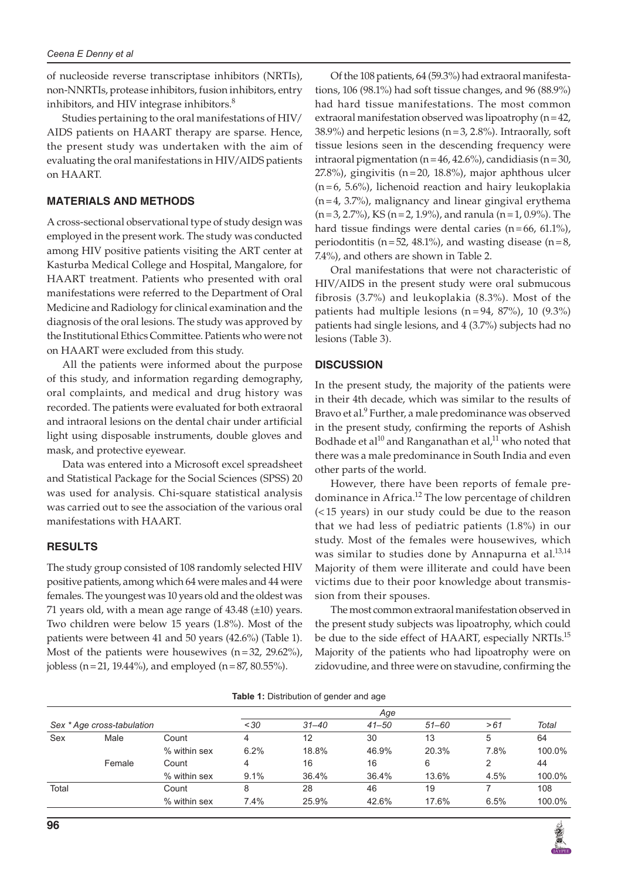of nucleoside reverse transcriptase inhibitors (NRTIs), non-NNRTIs, protease inhibitors, fusion inhibitors, entry inhibitors, and HIV integrase inhibitors.[8]

Studies pertaining to the oral manifestations of HIV/AIDS patients on HAART therapy are sparse. Hence, the present study was undertaken with the aim of evaluating the oral manifestations in HIV/AIDS patients on HAART.

## MATERIALS AND METHODS

A cross-sectional observational type of study design was employed in the present work. The study was conducted among HIV positive patients visiting the ART center at Kasturba Medical College and Hospital, Mangalore, for HAART treatment. Patients who presented with oral manifestations were referred to the Department of Oral Medicine and Radiology for clinical examination and the diagnosis of the oral lesions. The study was approved by the Institutional Ethics Committee. Patients who were not on HAART were excluded from this study.

All the patients were informed about the purpose of this study, and information regarding demography, oral complaints, and medical and drug history was recorded. The patients were evaluated for both extraoral and intraoral lesions on the dental chair under artificial light using disposable instruments, double gloves and mask, and protective eyewear.

Data was entered into a Microsoft excel spreadsheet and Statistical Package for the Social Sciences (SPSS) 20 was used for analysis. Chi-square statistical analysis was carried out to see the association of the various oral manifestations with HAART.

## RESULTS

The study group consisted of 108 randomly selected HIV positive patients, among which 64 were males and 44 were females. The youngest was 10 years old and the oldest was 71 years old, with a mean age range of 43.48 (±10) years. Two children were below 15 years (1.8%). Most of the patients were between 41 and 50 years (42.6%) (Table 1). Most of the patients were housewives (n = 32, 29.62%), jobless (n = 21, 19.44%), and employed (n = 87, 80.55%).

Of the 108 patients, 64 (59.3%) had extraoral manifestations, 106 (98.1%) had soft tissue changes, and 96 (88.9%) had hard tissue manifestations. The most common extraoral manifestation observed was lipoatrophy (n = 42, 38.9%) and herpetic lesions (n = 3, 2.8%). Intraorally, soft tissue lesions seen in the descending frequency were intraoral pigmentation (n = 46, 42.6%), candidiasis (n = 30, 27.8%), gingivitis (n = 20, 18.8%), major aphthous ulcer (n = 6, 5.6%), lichenoid reaction and hairy leukoplakia (n = 4, 3.7%), malignancy and linear gingival erythema (n = 3, 2.7%), KS (n = 2, 1.9%), and ranula (n = 1, 0.9%). The hard tissue findings were dental caries (n = 66, 61.1%), periodontitis (n = 52, 48.1%), and wasting disease (n = 8, 7.4%), and others are shown in Table 2.

Oral manifestations that were not characteristic of HIV/AIDS in the present study were oral submucous fibrosis (3.7%) and leukoplakia (8.3%). Most of the patients had multiple lesions (n = 94, 87%), 10 (9.3%) patients had single lesions, and 4 (3.7%) subjects had no lesions (Table 3).

## DISCUSSION

In the present study, the majority of the patients were in their 4th decade, which was similar to the results of Bravo et al.[9] Further, a male predominance was observed in the present study, confirming the reports of Ashish Bodhade et al[10] and Ranganathan et al,[11] who noted that there was a male predominance in South India and even other parts of the world.

However, there have been reports of female predominance in Africa.[12] The low percentage of children (< 15 years) in our study could be due to the reason that we had less of pediatric patients (1.8%) in our study. Most of the females were housewives, which was similar to studies done by Annapurna et al.[13,14] Majority of them were illiterate and could have been victims due to their poor knowledge about transmission from their spouses.

The most common extraoral manifestation observed in the present study subjects was lipoatrophy, which could be due to the side effect of HAART, especially NRTIs.[15] Majority of the patients who had lipoatrophy were on zidovudine, and three were on stavudine, confirming the

**Table 1:** Distribution of gender and age

| Sex * Age cross-tabulation | | | Age | | | | | Total |
|---|---|---|---|---|---|---|---|---|
| | | | < 30 | 31–40 | 41–50 | 51–60 | > 61 | |
| Sex | Male | Count | 4 | 12 | 30 | 13 | 5 | 64 |
| | | % within sex | 6.2% | 18.8% | 46.9% | 20.3% | 7.8% | 100.0% |
| | Female | Count | 4 | 16 | 16 | 6 | 2 | 44 |
| | | % within sex | 9.1% | 36.4% | 36.4% | 13.6% | 4.5% | 100.0% |
| Total | | Count | 8 | 28 | 46 | 19 | 7 | 108 |
| | | % within sex | 7.4% | 25.9% | 42.6% | 17.6% | 6.5% | 100.0% |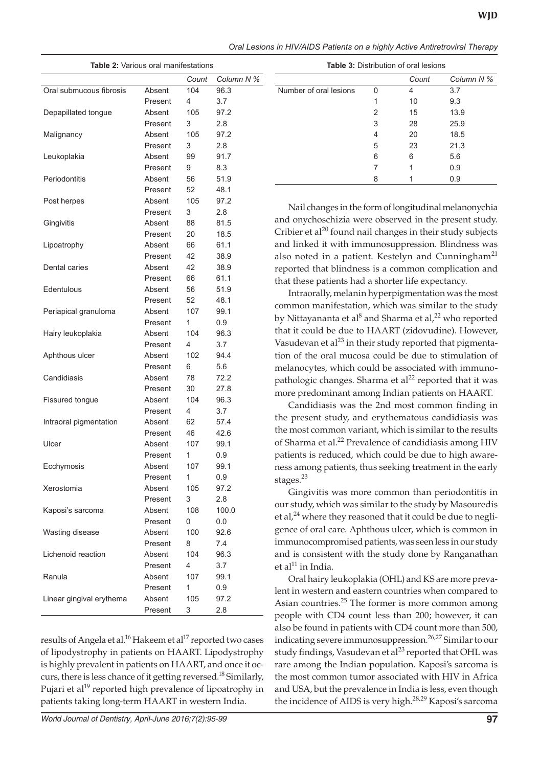**Table 2:** Various oral manifestations

| | | Count | Column N % |
|---|---|---|---|
| Oral submucous fibrosis | Absent | 104 | 96.3 |
| | Present | 4 | 3.7 |
| Depapillated tongue | Absent | 105 | 97.2 |
| | Present | 3 | 2.8 |
| Malignancy | Absent | 105 | 97.2 |
| | Present | 3 | 2.8 |
| Leukoplakia | Absent | 99 | 91.7 |
| | Present | 9 | 8.3 |
| Periodontitis | Absent | 56 | 51.9 |
| | Present | 52 | 48.1 |
| Post herpes | Absent | 105 | 97.2 |
| | Present | 3 | 2.8 |
| Gingivitis | Absent | 88 | 81.5 |
| | Present | 20 | 18.5 |
| Lipoatrophy | Absent | 66 | 61.1 |
| | Present | 42 | 38.9 |
| Dental caries | Absent | 42 | 38.9 |
| | Present | 66 | 61.1 |
| Edentulous | Absent | 56 | 51.9 |
| | Present | 52 | 48.1 |
| Periapical granuloma | Absent | 107 | 99.1 |
| | Present | 1 | 0.9 |
| Hairy leukoplakia | Absent | 104 | 96.3 |
| | Present | 4 | 3.7 |
| Aphthous ulcer | Absent | 102 | 94.4 |
| | Present | 6 | 5.6 |
| Candidiasis | Absent | 78 | 72.2 |
| | Present | 30 | 27.8 |
| Fissured tongue | Absent | 104 | 96.3 |
| | Present | 4 | 3.7 |
| Intraoral pigmentation | Absent | 62 | 57.4 |
| | Present | 46 | 42.6 |
| Ulcer | Absent | 107 | 99.1 |
| | Present | 1 | 0.9 |
| Ecchymosis | Absent | 107 | 99.1 |
| | Present | 1 | 0.9 |
| Xerostomia | Absent | 105 | 97.2 |
| | Present | 3 | 2.8 |
| Kaposi's sarcoma | Absent | 108 | 100.0 |
| | Present | 0 | 0.0 |
| Wasting disease | Absent | 100 | 92.6 |
| | Present | 8 | 7.4 |
| Lichenoid reaction | Absent | 104 | 96.3 |
| | Present | 4 | 3.7 |
| Ranula | Absent | 107 | 99.1 |
| | Present | 1 | 0.9 |
| Linear gingival erythema | Absent | 105 | 97.2 |
| | Present | 3 | 2.8 |

results of Angela et al.[16] Hakeem et al[17] reported two cases of lipodystrophy in patients on HAART. Lipodystrophy is highly prevalent in patients on HAART, and once it occurs, there is less chance of it getting reversed.[18] Similarly, Pujari et al[19] reported high prevalence of lipoatrophy in patients taking long-term HAART in western India.

**Table 3:** Distribution of oral lesions

| | | Count | Column N % |
|---|---|---|---|
| Number of oral lesions | 0 | 4 | 3.7 |
| | 1 | 10 | 9.3 |
| | 2 | 15 | 13.9 |
| | 3 | 28 | 25.9 |
| | 4 | 20 | 18.5 |
| | 5 | 23 | 21.3 |
| | 6 | 6 | 5.6 |
| | 7 | 1 | 0.9 |
| | 8 | 1 | 0.9 |

Nail changes in the form of longitudinal melanonychia and onychoschizia were observed in the present study. Cribier et al[20] found nail changes in their study subjects and linked it with immunosuppression. Blindness was also noted in a patient. Kestelyn and Cunningham[21] reported that blindness is a common complication and that these patients had a shorter life expectancy.

Intraorally, melanin hyperpigmentation was the most common manifestation, which was similar to the study by Nittayananta et al[8] and Sharma et al,[22] who reported that it could be due to HAART (zidovudine). However, Vasudevan et al[23] in their study reported that pigmentation of the oral mucosa could be due to stimulation of melanocytes, which could be associated with immunopathologic changes. Sharma et al[22] reported that it was more predominant among Indian patients on HAART.

Candidiasis was the 2nd most common finding in the present study, and erythematous candidiasis was the most common variant, which is similar to the results of Sharma et al.[22] Prevalence of candidiasis among HIV patients is reduced, which could be due to high awareness among patients, thus seeking treatment in the early stages.[23]

Gingivitis was more common than periodontitis in our study, which was similar to the study by Masouredis et al,[24] where they reasoned that it could be due to negligence of oral care. Aphthous ulcer, which is common in immunocompromised patients, was seen less in our study and is consistent with the study done by Ranganathan et al[11] in India.

Oral hairy leukoplakia (OHL) and KS are more prevalent in western and eastern countries when compared to Asian countries.[25] The former is more common among people with CD4 count less than 200; however, it can also be found in patients with CD4 count more than 500, indicating severe immunosuppression.[26,27] Similar to our study findings, Vasudevan et al[23] reported that OHL was rare among the Indian population. Kaposi's sarcoma is the most common tumor associated with HIV in Africa and USA, but the prevalence in India is less, even though the incidence of AIDS is very high.[28,29] Kaposi's sarcoma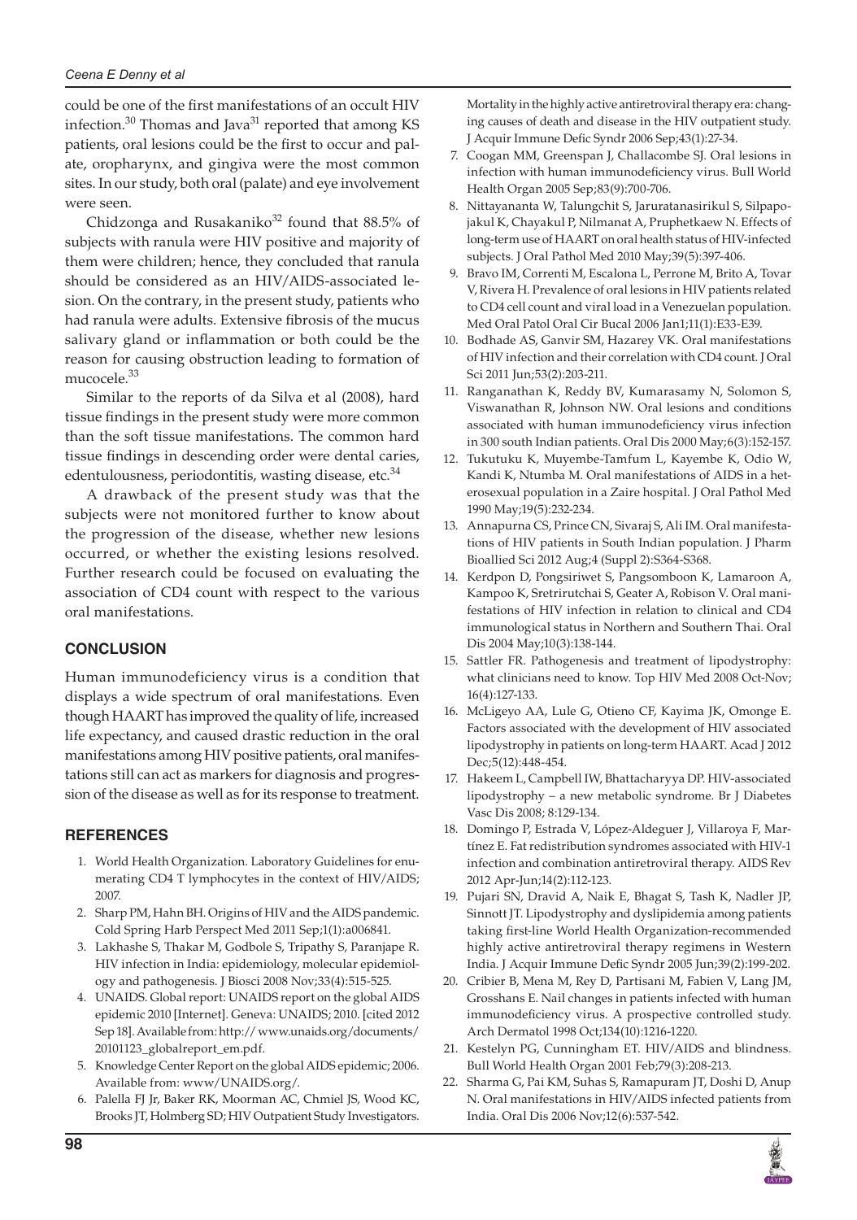could be one of the first manifestations of an occult HIV infection.[30] Thomas and Java[31] reported that among KS patients, oral lesions could be the first to occur and palate, oropharynx, and gingiva were the most common sites. In our study, both oral (palate) and eye involvement were seen.

Chidzonga and Rusakaniko[32] found that 88.5% of subjects with ranula were HIV positive and majority of them were children; hence, they concluded that ranula should be considered as an HIV/AIDS-associated lesion. On the contrary, in the present study, patients who had ranula were adults. Extensive fibrosis of the mucus salivary gland or inflammation or both could be the reason for causing obstruction leading to formation of mucocele.[33]

Similar to the reports of da Silva et al (2008), hard tissue findings in the present study were more common than the soft tissue manifestations. The common hard tissue findings in descending order were dental caries, edentulousness, periodontitis, wasting disease, etc.[34]

A drawback of the present study was that the subjects were not monitored further to know about the progression of the disease, whether new lesions occurred, or whether the existing lesions resolved. Further research could be focused on evaluating the association of CD4 count with respect to the various oral manifestations.

## CONCLUSION

Human immunodeficiency virus is a condition that displays a wide spectrum of oral manifestations. Even though HAART has improved the quality of life, increased life expectancy, and caused drastic reduction in the oral manifestations among HIV positive patients, oral manifestations still can act as markers for diagnosis and progression of the disease as well as for its response to treatment.

## REFERENCES

1. World Health Organization. Laboratory Guidelines for enumerating CD4 T lymphocytes in the context of HIV/AIDS; 2007.
2. Sharp PM, Hahn BH. Origins of HIV and the AIDS pandemic. Cold Spring Harb Perspect Med 2011 Sep;1(1):a006841.
3. Lakhashe S, Thakar M, Godbole S, Tripathy S, Paranjape R. HIV infection in India: epidemiology, molecular epidemiology and pathogenesis. J Biosci 2008 Nov;33(4):515-525.
4. UNAIDS. Global report: UNAIDS report on the global AIDS epidemic 2010 [Internet]. Geneva: UNAIDS; 2010. [cited 2012 Sep 18]. Available from: http:// www.unaids.org/documents/ 20101123_globalreport_em.pdf.
5. Knowledge Center Report on the global AIDS epidemic; 2006. Available from: www/UNAIDS.org/.
6. Palella FJ Jr, Baker RK, Moorman AC, Chmiel JS, Wood KC, Brooks JT, Holmberg SD; HIV Outpatient Study Investigators. Mortality in the highly active antiretroviral therapy era: changing causes of death and disease in the HIV outpatient study. J Acquir Immune Defic Syndr 2006 Sep;43(1):27-34.
7. Coogan MM, Greenspan J, Challacombe SJ. Oral lesions in infection with human immunodeficiency virus. Bull World Health Organ 2005 Sep;83(9):700-706.
8. Nittayananta W, Talungchit S, Jaruratanasirikul S, Silpapojakul K, Chayakul P, Nilmanat A, Pruphetkaew N. Effects of long-term use of HAART on oral health status of HIV-infected subjects. J Oral Pathol Med 2010 May;39(5):397-406.
9. Bravo IM, Correnti M, Escalona L, Perrone M, Brito A, Tovar V, Rivera H. Prevalence of oral lesions in HIV patients related to CD4 cell count and viral load in a Venezuelan population. Med Oral Patol Oral Cir Bucal 2006 Jan1;11(1):E33-E39.
10. Bodhade AS, Ganvir SM, Hazarey VK. Oral manifestations of HIV infection and their correlation with CD4 count. J Oral Sci 2011 Jun;53(2):203-211.
11. Ranganathan K, Reddy BV, Kumarasamy N, Solomon S, Viswanathan R, Johnson NW. Oral lesions and conditions associated with human immunodeficiency virus infection in 300 south Indian patients. Oral Dis 2000 May;6(3):152-157.
12. Tukutuku K, Muyembe-Tamfum L, Kayembe K, Odio W, Kandi K, Ntumba M. Oral manifestations of AIDS in a heterosexual population in a Zaire hospital. J Oral Pathol Med 1990 May;19(5):232-234.
13. Annapurna CS, Prince CN, Sivaraj S, Ali IM. Oral manifestations of HIV patients in South Indian population. J Pharm Bioallied Sci 2012 Aug;4 (Suppl 2):S364-S368.
14. Kerdpon D, Pongsiriwet S, Pangsomboon K, Lamaroon A, Kampoo K, Sretrirutchai S, Geater A, Robison V. Oral manifestations of HIV infection in relation to clinical and CD4 immunological status in Northern and Southern Thai. Oral Dis 2004 May;10(3):138-144.
15. Sattler FR. Pathogenesis and treatment of lipodystrophy: what clinicians need to know. Top HIV Med 2008 Oct-Nov; 16(4):127-133.
16. McLigeyo AA, Lule G, Otieno CF, Kayima JK, Omonge E. Factors associated with the development of HIV associated lipodystrophy in patients on long-term HAART. Acad J 2012 Dec;5(12):448-454.
17. Hakeem L, Campbell IW, Bhattacharyya DP. HIV-associated lipodystrophy – a new metabolic syndrome. Br J Diabetes Vasc Dis 2008; 8:129-134.
18. Domingo P, Estrada V, López-Aldeguer J, Villaroya F, Martínez E. Fat redistribution syndromes associated with HIV-1 infection and combination antiretroviral therapy. AIDS Rev 2012 Apr-Jun;14(2):112-123.
19. Pujari SN, Dravid A, Naik E, Bhagat S, Tash K, Nadler JP, Sinnott JT. Lipodystrophy and dyslipidemia among patients taking first-line World Health Organization-recommended highly active antiretroviral therapy regimens in Western India. J Acquir Immune Defic Syndr 2005 Jun;39(2):199-202.
20. Cribier B, Mena M, Rey D, Partisani M, Fabien V, Lang JM, Grosshans E. Nail changes in patients infected with human immunodeficiency virus. A prospective controlled study. Arch Dermatol 1998 Oct;134(10):1216-1220.
21. Kestelyn PG, Cunningham ET. HIV/AIDS and blindness. Bull World Health Organ 2001 Feb;79(3):208-213.
22. Sharma G, Pai KM, Suhas S, Ramapuram JT, Doshi D, Anup N. Oral manifestations in HIV/AIDS infected patients from India. Oral Dis 2006 Nov;12(6):537-542.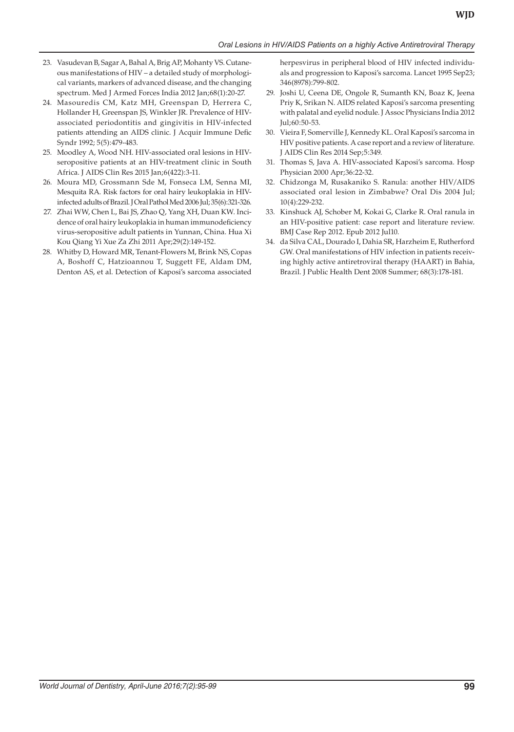23. Vasudevan B, Sagar A, Bahal A, Brig AP, Mohanty VS. Cutaneous manifestations of HIV – a detailed study of morphological variants, markers of advanced disease, and the changing spectrum. Med J Armed Forces India 2012 Jan;68(1):20-27.
24. Masouredis CM, Katz MH, Greenspan D, Herrera C, Hollander H, Greenspan JS, Winkler JR. Prevalence of HIV-associated periodontitis and gingivitis in HIV-infected patients attending an AIDS clinic. J Acquir Immune Defic Syndr 1992; 5(5):479-483.
25. Moodley A, Wood NH. HIV-associated oral lesions in HIV-seropositive patients at an HIV-treatment clinic in South Africa. J AIDS Clin Res 2015 Jan;6(422):3-11.
26. Moura MD, Grossmann Sde M, Fonseca LM, Senna MI, Mesquita RA. Risk factors for oral hairy leukoplakia in HIV-infected adults of Brazil. J Oral Pathol Med 2006 Jul; 35(6):321-326.
27. Zhai WW, Chen L, Bai JS, Zhao Q, Yang XH, Duan KW. Incidence of oral hairy leukoplakia in human immunodeficiency virus-seropositive adult patients in Yunnan, China. Hua Xi Kou Qiang Yi Xue Za Zhi 2011 Apr;29(2):149-152.
28. Whitby D, Howard MR, Tenant-Flowers M, Brink NS, Copas A, Boshoff C, Hatzioannou T, Suggett FE, Aldam DM, Denton AS, et al. Detection of Kaposi's sarcoma associated herpesvirus in peripheral blood of HIV infected individuals and progression to Kaposi's sarcoma. Lancet 1995 Sep23; 346(8978):799-802.
29. Joshi U, Ceena DE, Ongole R, Sumanth KN, Boaz K, Jeena Priy K, Srikan N. AIDS related Kaposi's sarcoma presenting with palatal and eyelid nodule. J Assoc Physicians India 2012 Jul;60:50-53.
30. Vieira F, Somerville J, Kennedy KL. Oral Kaposi's sarcoma in HIV positive patients. A case report and a review of literature. J AIDS Clin Res 2014 Sep;5:349.
31. Thomas S, Java A. HIV-associated Kaposi's sarcoma. Hosp Physician 2000 Apr;36:22-32.
32. Chidzonga M, Rusakaniko S. Ranula: another HIV/AIDS associated oral lesion in Zimbabwe? Oral Dis 2004 Jul; 10(4):229-232.
33. Kinshuck AJ, Schober M, Kokai G, Clarke R. Oral ranula in an HIV-positive patient: case report and literature review. BMJ Case Rep 2012. Epub 2012 Jul10.
34. da Silva CAL, Dourado I, Dahia SR, Harzheim E, Rutherford GW. Oral manifestations of HIV infection in patients receiving highly active antiretroviral therapy (HAART) in Bahia, Brazil. J Public Health Dent 2008 Summer; 68(3):178-181.